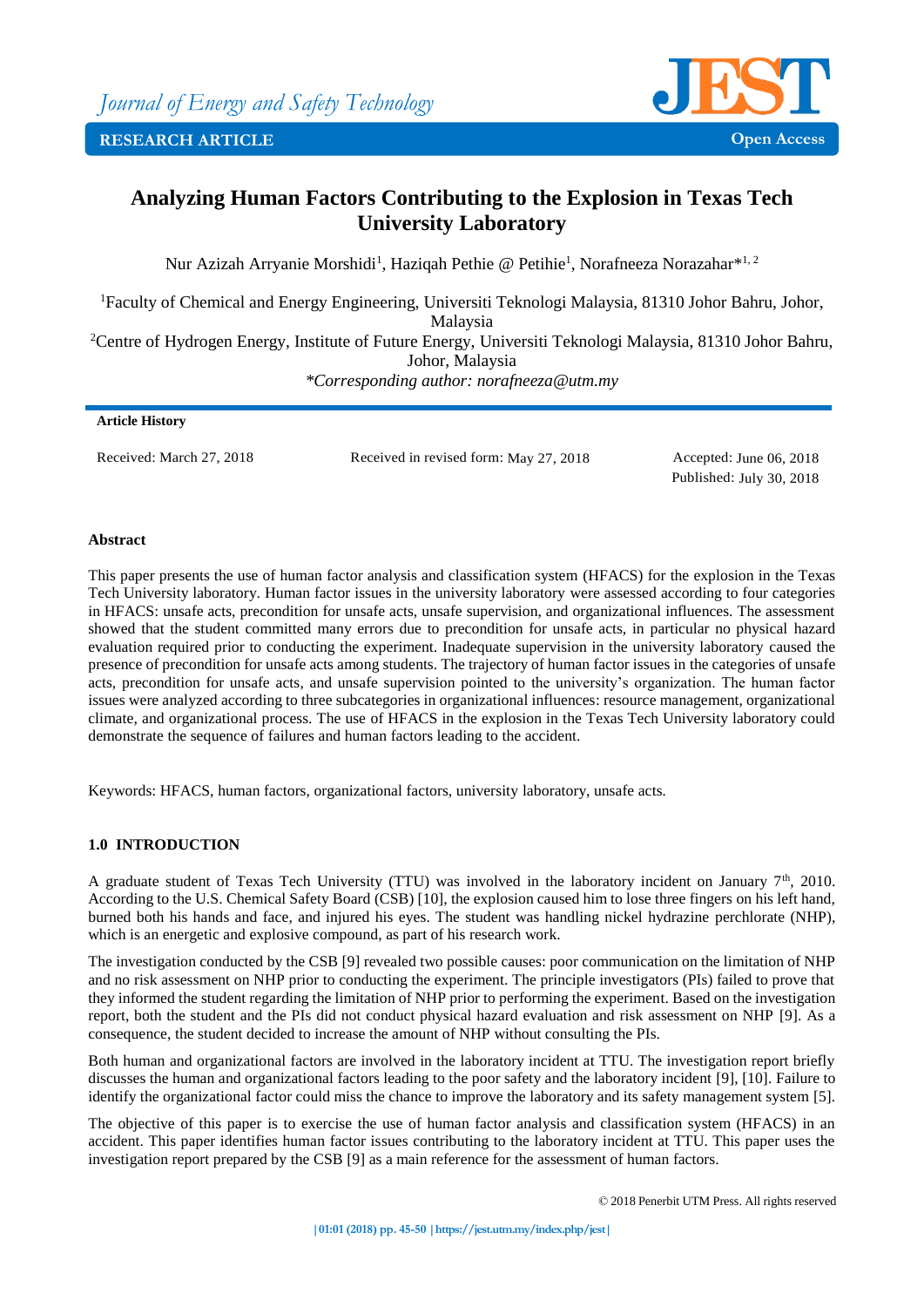# Analyzing Human Factors Contributing to the Explosion in Texas Tech University Laboratory

Nur Azizah Arryanie Morshidi[1], Haziqah Pethie @ Petihie[1], Norafneeza Norazahar*[1, 2]

[1]Faculty of Chemical and Energy Engineering, Universiti Teknologi Malaysia, 81310 Johor Bahru, Johor, Malaysia

[2]Centre of Hydrogen Energy, Institute of Future Energy, Universiti Teknologi Malaysia, 81310 Johor Bahru, Johor, Malaysia

*\*Corresponding author: norafneeza@utm.my*

**Article History**

Received: March 27, 2018 | Received in revised form: May 27, 2018 | Accepted: June 06, 2018 | Published: July 30, 2018

**Abstract**

This paper presents the use of human factor analysis and classification system (HFACS) for the explosion in the Texas Tech University laboratory. Human factor issues in the university laboratory were assessed according to four categories in HFACS: unsafe acts, precondition for unsafe acts, unsafe supervision, and organizational influences. The assessment showed that the student committed many errors due to precondition for unsafe acts, in particular no physical hazard evaluation required prior to conducting the experiment. Inadequate supervision in the university laboratory caused the presence of precondition for unsafe acts among students. The trajectory of human factor issues in the categories of unsafe acts, precondition for unsafe acts, and unsafe supervision pointed to the university's organization. The human factor issues were analyzed according to three subcategories in organizational influences: resource management, organizational climate, and organizational process. The use of HFACS in the explosion in the Texas Tech University laboratory could demonstrate the sequence of failures and human factors leading to the accident.

Keywords: HFACS, human factors, organizational factors, university laboratory, unsafe acts.

## 1.0 INTRODUCTION

A graduate student of Texas Tech University (TTU) was involved in the laboratory incident on January 7th, 2010. According to the U.S. Chemical Safety Board (CSB) [10], the explosion caused him to lose three fingers on his left hand, burned both his hands and face, and injured his eyes. The student was handling nickel hydrazine perchlorate (NHP), which is an energetic and explosive compound, as part of his research work.

The investigation conducted by the CSB [9] revealed two possible causes: poor communication on the limitation of NHP and no risk assessment on NHP prior to conducting the experiment. The principle investigators (PIs) failed to prove that they informed the student regarding the limitation of NHP prior to performing the experiment. Based on the investigation report, both the student and the PIs did not conduct physical hazard evaluation and risk assessment on NHP [9]. As a consequence, the student decided to increase the amount of NHP without consulting the PIs.

Both human and organizational factors are involved in the laboratory incident at TTU. The investigation report briefly discusses the human and organizational factors leading to the poor safety and the laboratory incident [9], [10]. Failure to identify the organizational factor could miss the chance to improve the laboratory and its safety management system [5].

The objective of this paper is to exercise the use of human factor analysis and classification system (HFACS) in an accident. This paper identifies human factor issues contributing to the laboratory incident at TTU. This paper uses the investigation report prepared by the CSB [9] as a main reference for the assessment of human factors.

© 2018 Penerbit UTM Press. All rights reserved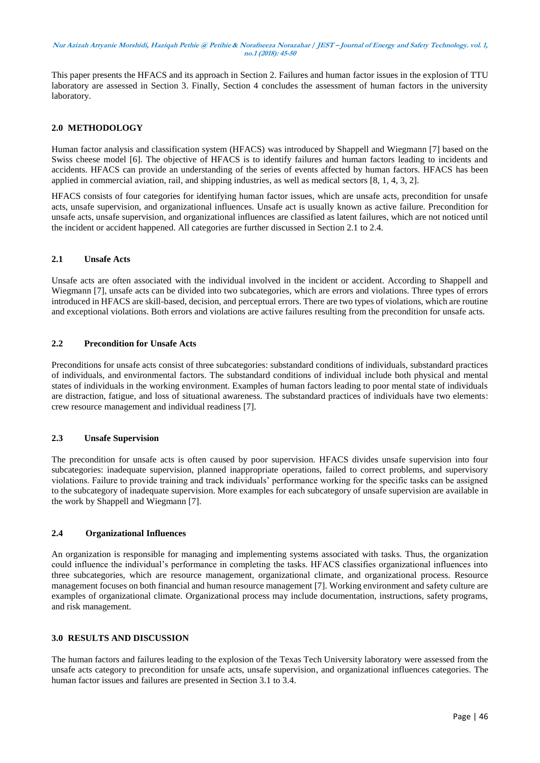This paper presents the HFACS and its approach in Section 2. Failures and human factor issues in the explosion of TTU laboratory are assessed in Section 3. Finally, Section 4 concludes the assessment of human factors in the university laboratory.

## 2.0 METHODOLOGY

Human factor analysis and classification system (HFACS) was introduced by Shappell and Wiegmann [7] based on the Swiss cheese model [6]. The objective of HFACS is to identify failures and human factors leading to incidents and accidents. HFACS can provide an understanding of the series of events affected by human factors. HFACS has been applied in commercial aviation, rail, and shipping industries, as well as medical sectors [8, 1, 4, 3, 2].

HFACS consists of four categories for identifying human factor issues, which are unsafe acts, precondition for unsafe acts, unsafe supervision, and organizational influences. Unsafe act is usually known as active failure. Precondition for unsafe acts, unsafe supervision, and organizational influences are classified as latent failures, which are not noticed until the incident or accident happened. All categories are further discussed in Section 2.1 to 2.4.

### 2.1 Unsafe Acts

Unsafe acts are often associated with the individual involved in the incident or accident. According to Shappell and Wiegmann [7], unsafe acts can be divided into two subcategories, which are errors and violations. Three types of errors introduced in HFACS are skill-based, decision, and perceptual errors. There are two types of violations, which are routine and exceptional violations. Both errors and violations are active failures resulting from the precondition for unsafe acts.

### 2.2 Precondition for Unsafe Acts

Preconditions for unsafe acts consist of three subcategories: substandard conditions of individuals, substandard practices of individuals, and environmental factors. The substandard conditions of individual include both physical and mental states of individuals in the working environment. Examples of human factors leading to poor mental state of individuals are distraction, fatigue, and loss of situational awareness. The substandard practices of individuals have two elements: crew resource management and individual readiness [7].

### 2.3 Unsafe Supervision

The precondition for unsafe acts is often caused by poor supervision. HFACS divides unsafe supervision into four subcategories: inadequate supervision, planned inappropriate operations, failed to correct problems, and supervisory violations. Failure to provide training and track individuals' performance working for the specific tasks can be assigned to the subcategory of inadequate supervision. More examples for each subcategory of unsafe supervision are available in the work by Shappell and Wiegmann [7].

### 2.4 Organizational Influences

An organization is responsible for managing and implementing systems associated with tasks. Thus, the organization could influence the individual's performance in completing the tasks. HFACS classifies organizational influences into three subcategories, which are resource management, organizational climate, and organizational process. Resource management focuses on both financial and human resource management [7]. Working environment and safety culture are examples of organizational climate. Organizational process may include documentation, instructions, safety programs, and risk management.

## 3.0 RESULTS AND DISCUSSION

The human factors and failures leading to the explosion of the Texas Tech University laboratory were assessed from the unsafe acts category to precondition for unsafe acts, unsafe supervision, and organizational influences categories. The human factor issues and failures are presented in Section 3.1 to 3.4.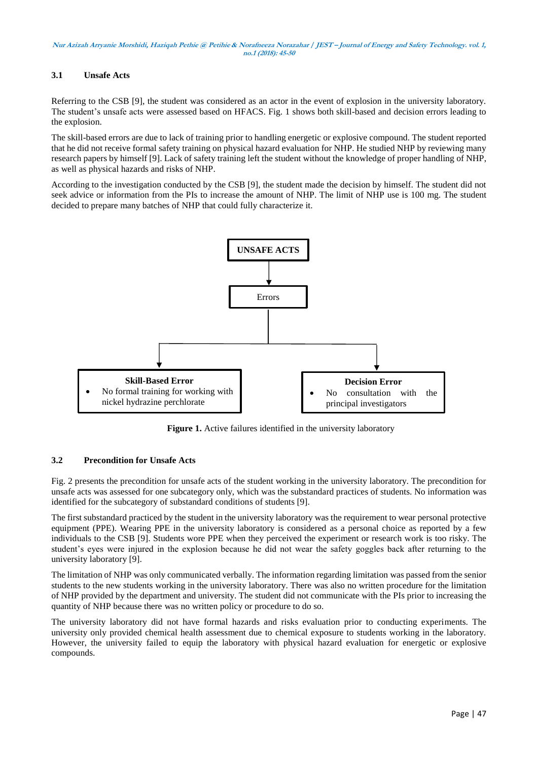### 3.1 Unsafe Acts

Referring to the CSB [9], the student was considered as an actor in the event of explosion in the university laboratory. The student's unsafe acts were assessed based on HFACS. Fig. 1 shows both skill-based and decision errors leading to the explosion.

The skill-based errors are due to lack of training prior to handling energetic or explosive compound. The student reported that he did not receive formal safety training on physical hazard evaluation for NHP. He studied NHP by reviewing many research papers by himself [9]. Lack of safety training left the student without the knowledge of proper handling of NHP, as well as physical hazards and risks of NHP.

According to the investigation conducted by the CSB [9], the student made the decision by himself. The student did not seek advice or information from the PIs to increase the amount of NHP. The limit of NHP use is 100 mg. The student decided to prepare many batches of NHP that could fully characterize it.

**UNSAFE ACTS**

Errors

**Skill-Based Error**
- No formal training for working with nickel hydrazine perchlorate

**Decision Error**
- No consultation with the principal investigators

**Figure 1.** Active failures identified in the university laboratory

### 3.2 Precondition for Unsafe Acts

Fig. 2 presents the precondition for unsafe acts of the student working in the university laboratory. The precondition for unsafe acts was assessed for one subcategory only, which was the substandard practices of students. No information was identified for the subcategory of substandard conditions of students [9].

The first substandard practiced by the student in the university laboratory was the requirement to wear personal protective equipment (PPE). Wearing PPE in the university laboratory is considered as a personal choice as reported by a few individuals to the CSB [9]. Students wore PPE when they perceived the experiment or research work is too risky. The student's eyes were injured in the explosion because he did not wear the safety goggles back after returning to the university laboratory [9].

The limitation of NHP was only communicated verbally. The information regarding limitation was passed from the senior students to the new students working in the university laboratory. There was also no written procedure for the limitation of NHP provided by the department and university. The student did not communicate with the PIs prior to increasing the quantity of NHP because there was no written policy or procedure to do so.

The university laboratory did not have formal hazards and risks evaluation prior to conducting experiments. The university only provided chemical health assessment due to chemical exposure to students working in the laboratory. However, the university failed to equip the laboratory with physical hazard evaluation for energetic or explosive compounds.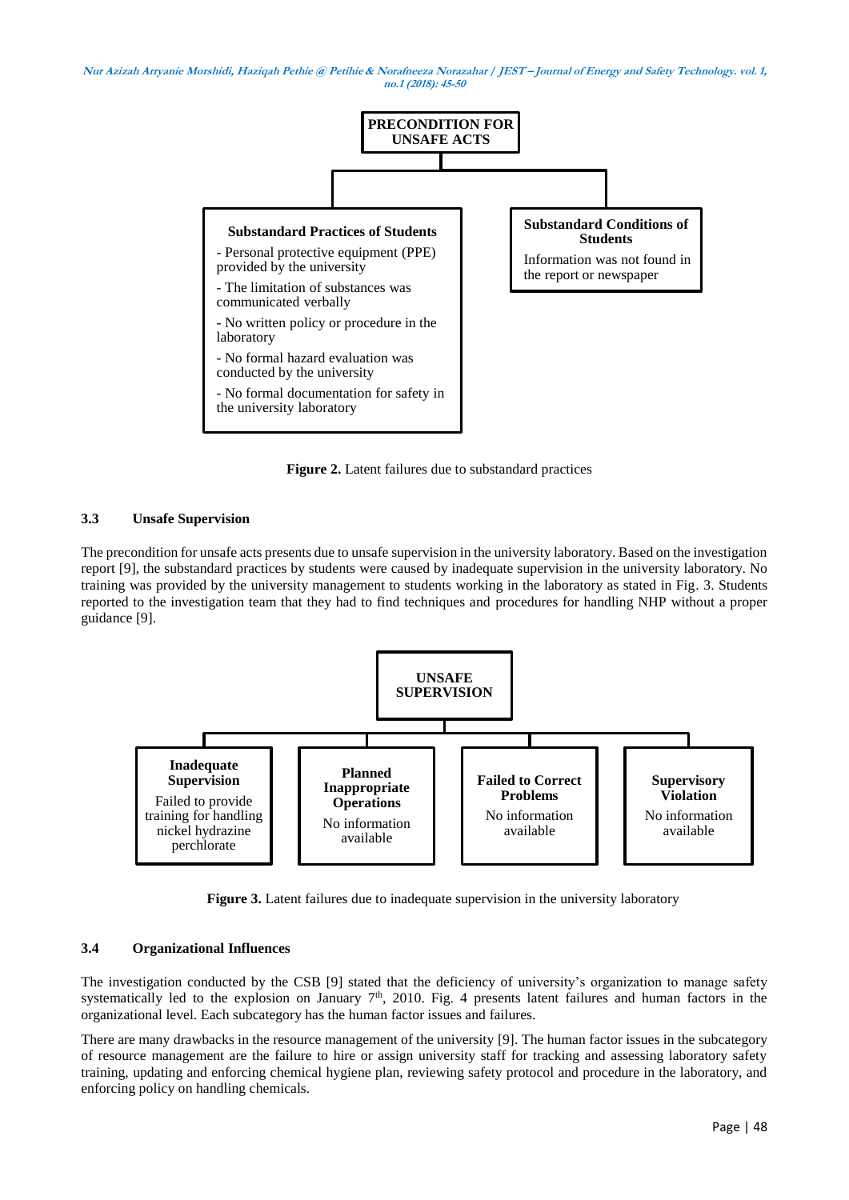**PRECONDITION FOR UNSAFE ACTS**

**Substandard Practices of Students**

- Personal protective equipment (PPE) provided by the university
- The limitation of substances was communicated verbally
- No written policy or procedure in the laboratory
- No formal hazard evaluation was conducted by the university
- No formal documentation for safety in the university laboratory

**Substandard Conditions of Students**

Information was not found in the report or newspaper

**Figure 2.** Latent failures due to substandard practices

### 3.3 Unsafe Supervision

The precondition for unsafe acts presents due to unsafe supervision in the university laboratory. Based on the investigation report [9], the substandard practices by students were caused by inadequate supervision in the university laboratory. No training was provided by the university management to students working in the laboratory as stated in Fig. 3. Students reported to the investigation team that they had to find techniques and procedures for handling NHP without a proper guidance [9].

**UNSAFE SUPERVISION**

| Inadequate Supervision | Planned Inappropriate Operations | Failed to Correct Problems | Supervisory Violation |
|---|---|---|---|
| Failed to provide training for handling nickel hydrazine perchlorate | No information available | No information available | No information available |

**Figure 3.** Latent failures due to inadequate supervision in the university laboratory

### 3.4 Organizational Influences

The investigation conducted by the CSB [9] stated that the deficiency of university's organization to manage safety systematically led to the explosion on January 7th, 2010. Fig. 4 presents latent failures and human factors in the organizational level. Each subcategory has the human factor issues and failures.

There are many drawbacks in the resource management of the university [9]. The human factor issues in the subcategory of resource management are the failure to hire or assign university staff for tracking and assessing laboratory safety training, updating and enforcing chemical hygiene plan, reviewing safety protocol and procedure in the laboratory, and enforcing policy on handling chemicals.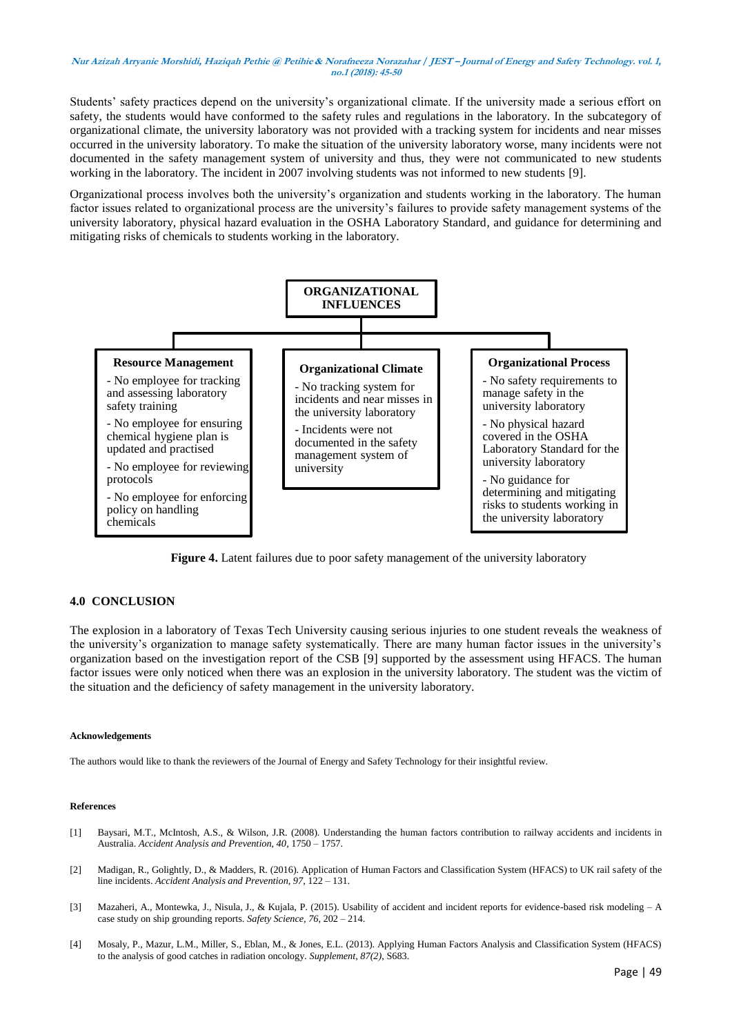Students' safety practices depend on the university's organizational climate. If the university made a serious effort on safety, the students would have conformed to the safety rules and regulations in the laboratory. In the subcategory of organizational climate, the university laboratory was not provided with a tracking system for incidents and near misses occurred in the university laboratory. To make the situation of the university laboratory worse, many incidents were not documented in the safety management system of university and thus, they were not communicated to new students working in the laboratory. The incident in 2007 involving students was not informed to new students [9].

Organizational process involves both the university's organization and students working in the laboratory. The human factor issues related to organizational process are the university's failures to provide safety management systems of the university laboratory, physical hazard evaluation in the OSHA Laboratory Standard, and guidance for determining and mitigating risks of chemicals to students working in the laboratory.

**ORGANIZATIONAL INFLUENCES**

**Resource Management**

- No employee for tracking and assessing laboratory safety training
- No employee for ensuring chemical hygiene plan is updated and practised
- No employee for reviewing protocols
- No employee for enforcing policy on handling chemicals

**Organizational Climate**

- No tracking system for incidents and near misses in the university laboratory
- Incidents were not documented in the safety management system of university

**Organizational Process**

- No safety requirements to manage safety in the university laboratory
- No physical hazard covered in the OSHA Laboratory Standard for the university laboratory
- No guidance for determining and mitigating risks to students working in the university laboratory

**Figure 4.** Latent failures due to poor safety management of the university laboratory

## 4.0 CONCLUSION

The explosion in a laboratory of Texas Tech University causing serious injuries to one student reveals the weakness of the university's organization to manage safety systematically. There are many human factor issues in the university's organization based on the investigation report of the CSB [9] supported by the assessment using HFACS. The human factor issues were only noticed when there was an explosion in the university laboratory. The student was the victim of the situation and the deficiency of safety management in the university laboratory.

#### Acknowledgements

The authors would like to thank the reviewers of the Journal of Energy and Safety Technology for their insightful review.

#### References

[1] Baysari, M.T., McIntosh, A.S., & Wilson, J.R. (2008). Understanding the human factors contribution to railway accidents and incidents in Australia. *Accident Analysis and Prevention, 40*, 1750 – 1757.

[2] Madigan, R., Golightly, D., & Madders, R. (2016). Application of Human Factors and Classification System (HFACS) to UK rail safety of the line incidents. *Accident Analysis and Prevention, 97*, 122 – 131.

[3] Mazaheri, A., Montewka, J., Nisula, J., & Kujala, P. (2015). Usability of accident and incident reports for evidence-based risk modeling – A case study on ship grounding reports. *Safety Science, 76*, 202 – 214.

[4] Mosaly, P., Mazur, L.M., Miller, S., Eblan, M., & Jones, E.L. (2013). Applying Human Factors Analysis and Classification System (HFACS) to the analysis of good catches in radiation oncology. *Supplement, 87(2)*, S683.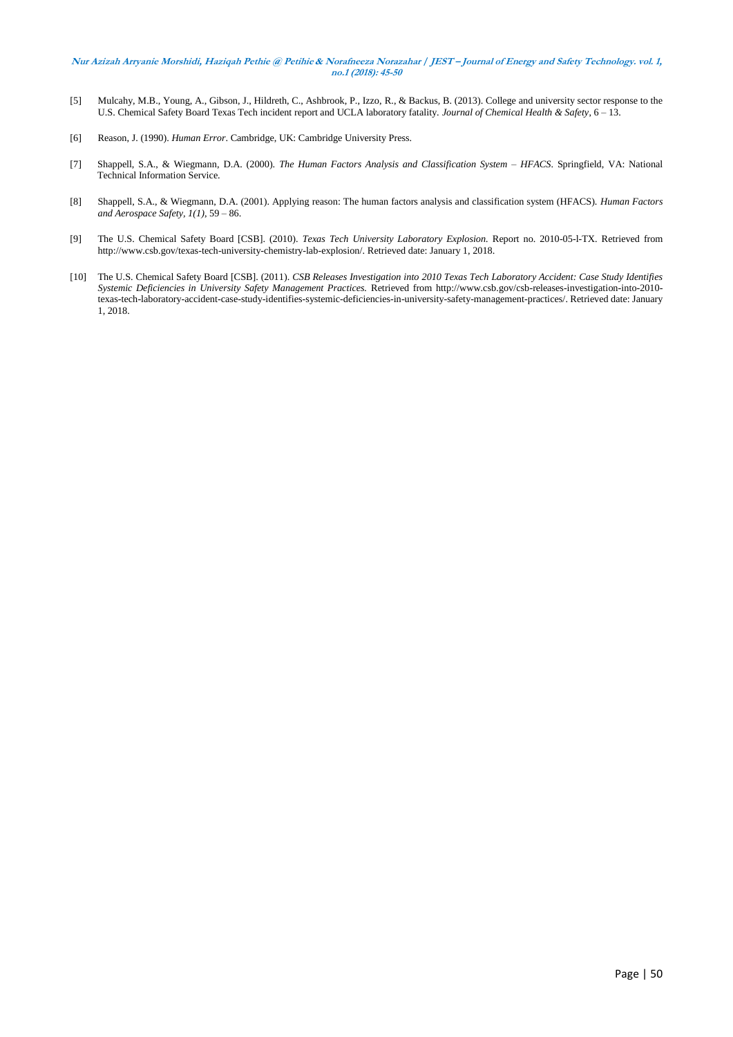[5] Mulcahy, M.B., Young, A., Gibson, J., Hildreth, C., Ashbrook, P., Izzo, R., & Backus, B. (2013). College and university sector response to the U.S. Chemical Safety Board Texas Tech incident report and UCLA laboratory fatality. *Journal of Chemical Health & Safety*, 6 – 13.

[6] Reason, J. (1990). *Human Error*. Cambridge, UK: Cambridge University Press.

[7] Shappell, S.A., & Wiegmann, D.A. (2000). *The Human Factors Analysis and Classification System – HFACS*. Springfield, VA: National Technical Information Service.

[8] Shappell, S.A., & Wiegmann, D.A. (2001). Applying reason: The human factors analysis and classification system (HFACS). *Human Factors and Aerospace Safety, 1(1)*, 59 – 86.

[9] The U.S. Chemical Safety Board [CSB]. (2010). *Texas Tech University Laboratory Explosion.* Report no. 2010-05-l-TX. Retrieved from http://www.csb.gov/texas-tech-university-chemistry-lab-explosion/. Retrieved date: January 1, 2018.

[10] The U.S. Chemical Safety Board [CSB]. (2011). *CSB Releases Investigation into 2010 Texas Tech Laboratory Accident: Case Study Identifies Systemic Deficiencies in University Safety Management Practices.* Retrieved from http://www.csb.gov/csb-releases-investigation-into-2010-texas-tech-laboratory-accident-case-study-identifies-systemic-deficiencies-in-university-safety-management-practices/. Retrieved date: January 1, 2018.